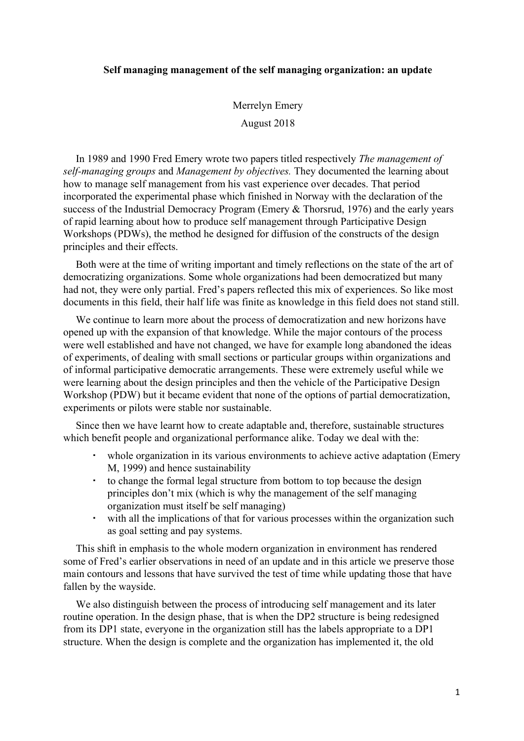# Self managing management of the self managing organization: an update

Merrelyn Emery

August 2018

In 1989 and 1990 Fred Emery wrote two papers titled respectively *The management of self-managing groups* and *Management by objectives.* They documented the learning about how to manage self management from his vast experience over decades. That period incorporated the experimental phase which finished in Norway with the declaration of the success of the Industrial Democracy Program (Emery & Thorsrud, 1976) and the early years of rapid learning about how to produce self management through Participative Design Workshops (PDWs), the method he designed for diffusion of the constructs of the design principles and their effects.

Both were at the time of writing important and timely reflections on the state of the art of democratizing organizations. Some whole organizations had been democratized but many had not, they were only partial. Fred's papers reflected this mix of experiences. So like most documents in this field, their half life was finite as knowledge in this field does not stand still.

We continue to learn more about the process of democratization and new horizons have opened up with the expansion of that knowledge. While the major contours of the process were well established and have not changed, we have for example long abandoned the ideas of experiments, of dealing with small sections or particular groups within organizations and of informal participative democratic arrangements. These were extremely useful while we were learning about the design principles and then the vehicle of the Participative Design Workshop (PDW) but it became evident that none of the options of partial democratization, experiments or pilots were stable nor sustainable.

Since then we have learnt how to create adaptable and, therefore, sustainable structures which benefit people and organizational performance alike. Today we deal with the:

- whole organization in its various environments to achieve active adaptation (Emery M, 1999) and hence sustainability
- to change the formal legal structure from bottom to top because the design principles don't mix (which is why the management of the self managing organization must itself be self managing)
- with all the implications of that for various processes within the organization such as goal setting and pay systems.

This shift in emphasis to the whole modern organization in environment has rendered some of Fred's earlier observations in need of an update and in this article we preserve those main contours and lessons that have survived the test of time while updating those that have fallen by the wayside.

We also distinguish between the process of introducing self management and its later routine operation. In the design phase, that is when the DP2 structure is being redesigned from its DP1 state, everyone in the organization still has the labels appropriate to a DP1 structure. When the design is complete and the organization has implemented it, the old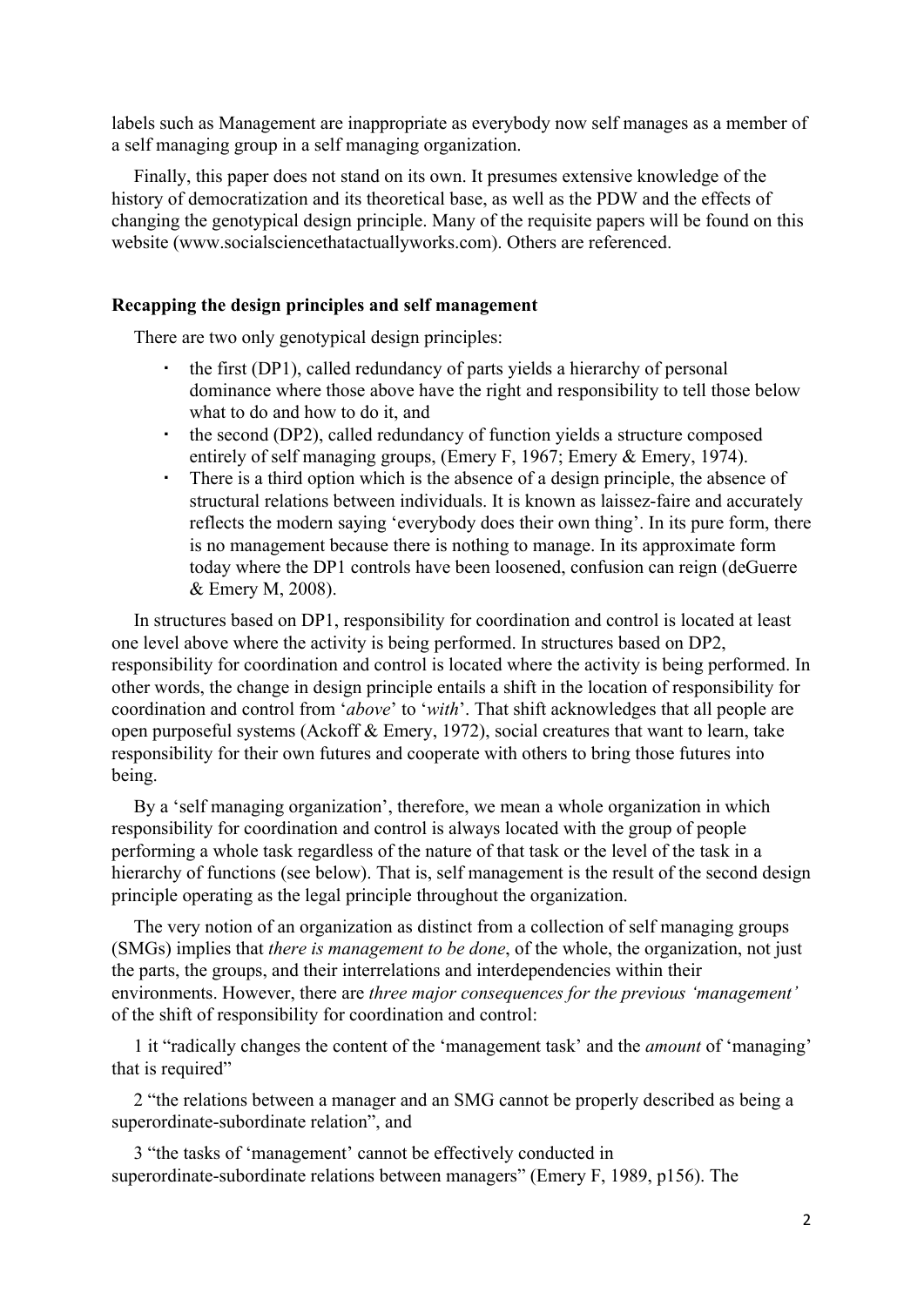labels such as Management are inappropriate as everybody now self manages as a member of a self managing group in a self managing organization.

Finally, this paper does not stand on its own. It presumes extensive knowledge of the history of democratization and its theoretical base, as well as the PDW and the effects of changing the genotypical design principle. Many of the requisite papers will be found on this website (www.socialsciencethatactuallyworks.com). Others are referenced.

**Recapping the design principles and self management**

There are two only genotypical design principles:

- the first (DP1), called redundancy of parts yields a hierarchy of personal dominance where those above have the right and responsibility to tell those below what to do and how to do it, and
- the second (DP2), called redundancy of function yields a structure composed entirely of self managing groups, (Emery F, 1967; Emery & Emery, 1974).
- There is a third option which is the absence of a design principle, the absence of structural relations between individuals. It is known as laissez-faire and accurately reflects the modern saying 'everybody does their own thing'. In its pure form, there is no management because there is nothing to manage. In its approximate form today where the DP1 controls have been loosened, confusion can reign (deGuerre & Emery M, 2008).

In structures based on DP1, responsibility for coordination and control is located at least one level above where the activity is being performed. In structures based on DP2, responsibility for coordination and control is located where the activity is being performed. In other words, the change in design principle entails a shift in the location of responsibility for coordination and control from '*above*' to '*with*'. That shift acknowledges that all people are open purposeful systems (Ackoff & Emery, 1972), social creatures that want to learn, take responsibility for their own futures and cooperate with others to bring those futures into being.

By a 'self managing organization', therefore, we mean a whole organization in which responsibility for coordination and control is always located with the group of people performing a whole task regardless of the nature of that task or the level of the task in a hierarchy of functions (see below). That is, self management is the result of the second design principle operating as the legal principle throughout the organization.

The very notion of an organization as distinct from a collection of self managing groups (SMGs) implies that *there is management to be done*, of the whole, the organization, not just the parts, the groups, and their interrelations and interdependencies within their environments. However, there are *three major consequences for the previous 'management'* of the shift of responsibility for coordination and control:

1 it "radically changes the content of the 'management task' and the *amount* of 'managing' that is required"

2 "the relations between a manager and an SMG cannot be properly described as being a superordinate-subordinate relation", and

3 "the tasks of 'management' cannot be effectively conducted in superordinate-subordinate relations between managers" (Emery F, 1989, p156). The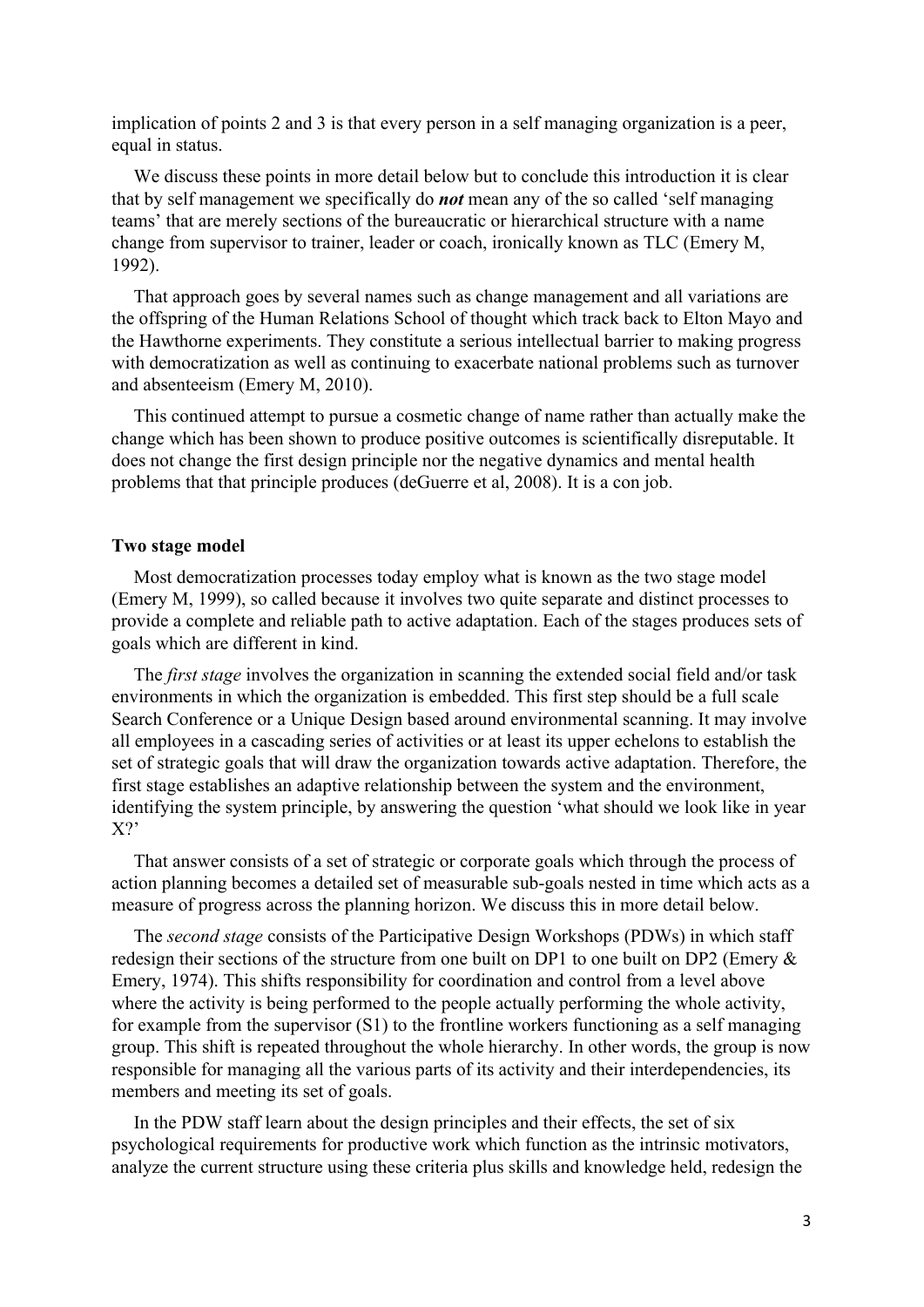implication of points 2 and 3 is that every person in a self managing organization is a peer, equal in status.

We discuss these points in more detail below but to conclude this introduction it is clear that by self management we specifically do ***not*** mean any of the so called 'self managing teams' that are merely sections of the bureaucratic or hierarchical structure with a name change from supervisor to trainer, leader or coach, ironically known as TLC (Emery M, 1992).

That approach goes by several names such as change management and all variations are the offspring of the Human Relations School of thought which track back to Elton Mayo and the Hawthorne experiments. They constitute a serious intellectual barrier to making progress with democratization as well as continuing to exacerbate national problems such as turnover and absenteeism (Emery M, 2010).

This continued attempt to pursue a cosmetic change of name rather than actually make the change which has been shown to produce positive outcomes is scientifically disreputable. It does not change the first design principle nor the negative dynamics and mental health problems that that principle produces (deGuerre et al, 2008). It is a con job.

**Two stage model**

Most democratization processes today employ what is known as the two stage model (Emery M, 1999), so called because it involves two quite separate and distinct processes to provide a complete and reliable path to active adaptation. Each of the stages produces sets of goals which are different in kind.

The *first stage* involves the organization in scanning the extended social field and/or task environments in which the organization is embedded. This first step should be a full scale Search Conference or a Unique Design based around environmental scanning. It may involve all employees in a cascading series of activities or at least its upper echelons to establish the set of strategic goals that will draw the organization towards active adaptation. Therefore, the first stage establishes an adaptive relationship between the system and the environment, identifying the system principle, by answering the question 'what should we look like in year X?'

That answer consists of a set of strategic or corporate goals which through the process of action planning becomes a detailed set of measurable sub-goals nested in time which acts as a measure of progress across the planning horizon. We discuss this in more detail below.

The *second stage* consists of the Participative Design Workshops (PDWs) in which staff redesign their sections of the structure from one built on DP1 to one built on DP2 (Emery & Emery, 1974). This shifts responsibility for coordination and control from a level above where the activity is being performed to the people actually performing the whole activity, for example from the supervisor (S1) to the frontline workers functioning as a self managing group. This shift is repeated throughout the whole hierarchy. In other words, the group is now responsible for managing all the various parts of its activity and their interdependencies, its members and meeting its set of goals.

In the PDW staff learn about the design principles and their effects, the set of six psychological requirements for productive work which function as the intrinsic motivators, analyze the current structure using these criteria plus skills and knowledge held, redesign the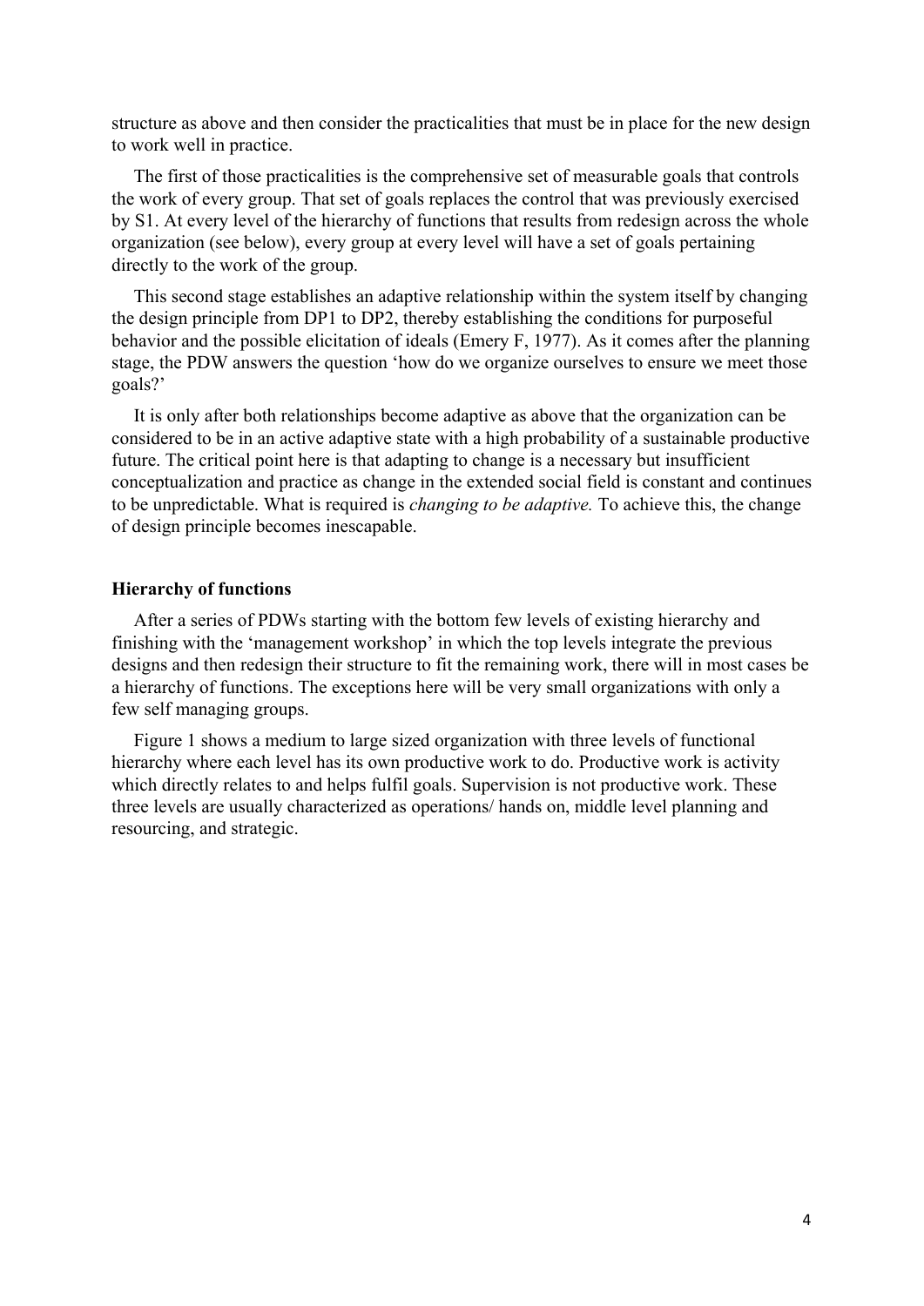structure as above and then consider the practicalities that must be in place for the new design to work well in practice.

The first of those practicalities is the comprehensive set of measurable goals that controls the work of every group. That set of goals replaces the control that was previously exercised by S1. At every level of the hierarchy of functions that results from redesign across the whole organization (see below), every group at every level will have a set of goals pertaining directly to the work of the group.

This second stage establishes an adaptive relationship within the system itself by changing the design principle from DP1 to DP2, thereby establishing the conditions for purposeful behavior and the possible elicitation of ideals (Emery F, 1977). As it comes after the planning stage, the PDW answers the question 'how do we organize ourselves to ensure we meet those goals?'

It is only after both relationships become adaptive as above that the organization can be considered to be in an active adaptive state with a high probability of a sustainable productive future. The critical point here is that adapting to change is a necessary but insufficient conceptualization and practice as change in the extended social field is constant and continues to be unpredictable. What is required is *changing to be adaptive.* To achieve this, the change of design principle becomes inescapable.

### Hierarchy of functions

After a series of PDWs starting with the bottom few levels of existing hierarchy and finishing with the 'management workshop' in which the top levels integrate the previous designs and then redesign their structure to fit the remaining work, there will in most cases be a hierarchy of functions. The exceptions here will be very small organizations with only a few self managing groups.

Figure 1 shows a medium to large sized organization with three levels of functional hierarchy where each level has its own productive work to do. Productive work is activity which directly relates to and helps fulfil goals. Supervision is not productive work. These three levels are usually characterized as operations/ hands on, middle level planning and resourcing, and strategic.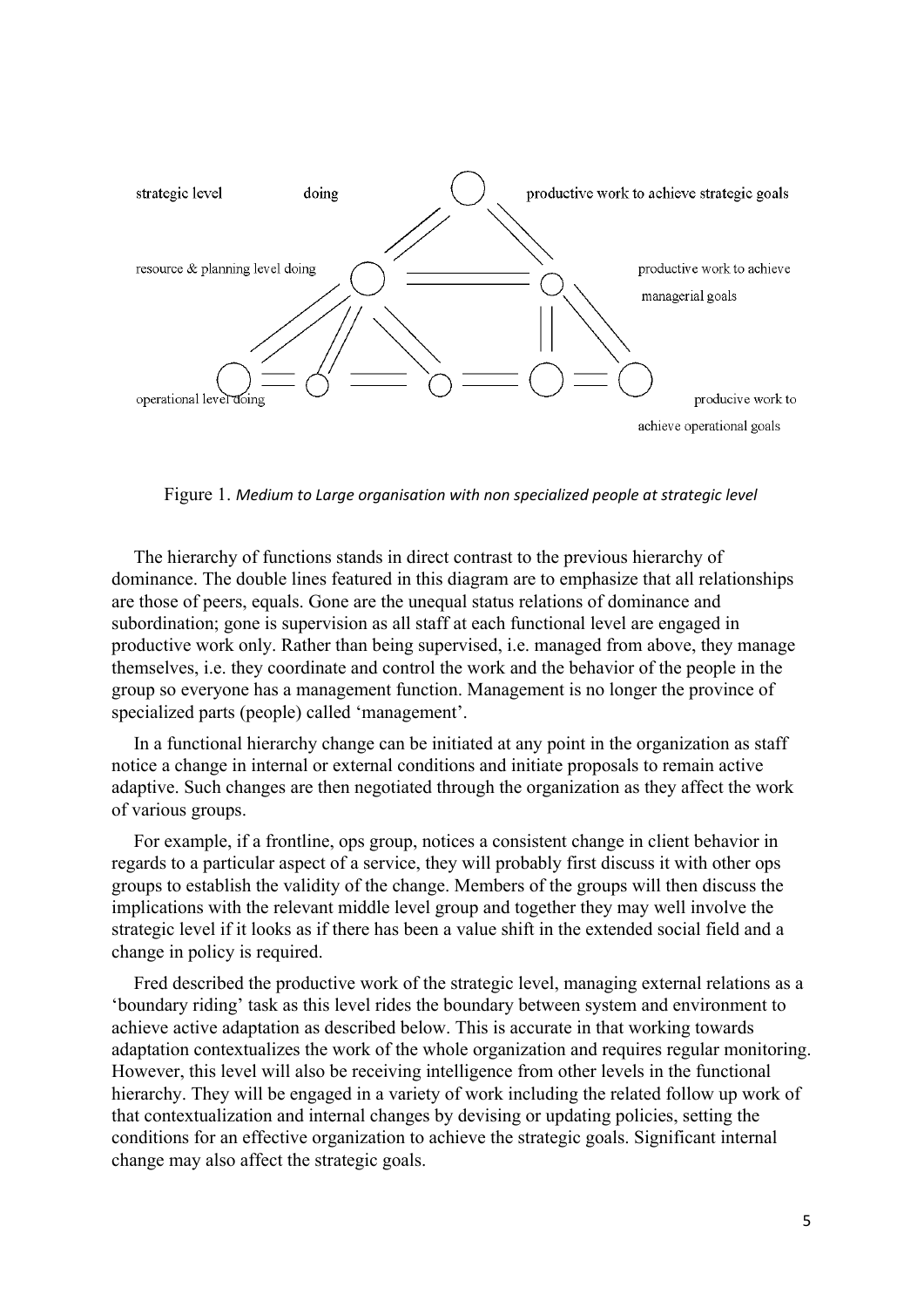strategic level doing productive work to achieve strategic goals

resource & planning level doing productive work to achieve managerial goals

operational level doing producive work to achieve operational goals

Figure 1. *Medium to Large organisation with non specialized people at strategic level*

The hierarchy of functions stands in direct contrast to the previous hierarchy of dominance. The double lines featured in this diagram are to emphasize that all relationships are those of peers, equals. Gone are the unequal status relations of dominance and subordination; gone is supervision as all staff at each functional level are engaged in productive work only. Rather than being supervised, i.e. managed from above, they manage themselves, i.e. they coordinate and control the work and the behavior of the people in the group so everyone has a management function. Management is no longer the province of specialized parts (people) called 'management'.

In a functional hierarchy change can be initiated at any point in the organization as staff notice a change in internal or external conditions and initiate proposals to remain active adaptive. Such changes are then negotiated through the organization as they affect the work of various groups.

For example, if a frontline, ops group, notices a consistent change in client behavior in regards to a particular aspect of a service, they will probably first discuss it with other ops groups to establish the validity of the change. Members of the groups will then discuss the implications with the relevant middle level group and together they may well involve the strategic level if it looks as if there has been a value shift in the extended social field and a change in policy is required.

Fred described the productive work of the strategic level, managing external relations as a 'boundary riding' task as this level rides the boundary between system and environment to achieve active adaptation as described below. This is accurate in that working towards adaptation contextualizes the work of the whole organization and requires regular monitoring. However, this level will also be receiving intelligence from other levels in the functional hierarchy. They will be engaged in a variety of work including the related follow up work of that contextualization and internal changes by devising or updating policies, setting the conditions for an effective organization to achieve the strategic goals. Significant internal change may also affect the strategic goals.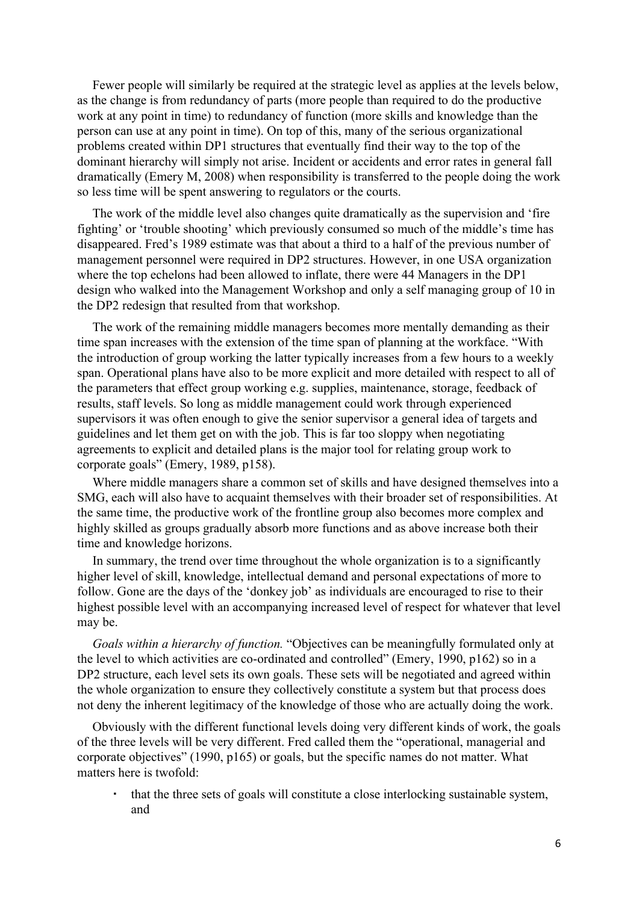Fewer people will similarly be required at the strategic level as applies at the levels below, as the change is from redundancy of parts (more people than required to do the productive work at any point in time) to redundancy of function (more skills and knowledge than the person can use at any point in time). On top of this, many of the serious organizational problems created within DP1 structures that eventually find their way to the top of the dominant hierarchy will simply not arise. Incident or accidents and error rates in general fall dramatically (Emery M, 2008) when responsibility is transferred to the people doing the work so less time will be spent answering to regulators or the courts.

The work of the middle level also changes quite dramatically as the supervision and 'fire fighting' or 'trouble shooting' which previously consumed so much of the middle's time has disappeared. Fred's 1989 estimate was that about a third to a half of the previous number of management personnel were required in DP2 structures. However, in one USA organization where the top echelons had been allowed to inflate, there were 44 Managers in the DP1 design who walked into the Management Workshop and only a self managing group of 10 in the DP2 redesign that resulted from that workshop.

The work of the remaining middle managers becomes more mentally demanding as their time span increases with the extension of the time span of planning at the workface. "With the introduction of group working the latter typically increases from a few hours to a weekly span. Operational plans have also to be more explicit and more detailed with respect to all of the parameters that effect group working e.g. supplies, maintenance, storage, feedback of results, staff levels. So long as middle management could work through experienced supervisors it was often enough to give the senior supervisor a general idea of targets and guidelines and let them get on with the job. This is far too sloppy when negotiating agreements to explicit and detailed plans is the major tool for relating group work to corporate goals" (Emery, 1989, p158).

Where middle managers share a common set of skills and have designed themselves into a SMG, each will also have to acquaint themselves with their broader set of responsibilities. At the same time, the productive work of the frontline group also becomes more complex and highly skilled as groups gradually absorb more functions and as above increase both their time and knowledge horizons.

In summary, the trend over time throughout the whole organization is to a significantly higher level of skill, knowledge, intellectual demand and personal expectations of more to follow. Gone are the days of the 'donkey job' as individuals are encouraged to rise to their highest possible level with an accompanying increased level of respect for whatever that level may be.

*Goals within a hierarchy of function.* "Objectives can be meaningfully formulated only at the level to which activities are co-ordinated and controlled" (Emery, 1990, p162) so in a DP2 structure, each level sets its own goals. These sets will be negotiated and agreed within the whole organization to ensure they collectively constitute a system but that process does not deny the inherent legitimacy of the knowledge of those who are actually doing the work.

Obviously with the different functional levels doing very different kinds of work, the goals of the three levels will be very different. Fred called them the "operational, managerial and corporate objectives" (1990, p165) or goals, but the specific names do not matter. What matters here is twofold:

- that the three sets of goals will constitute a close interlocking sustainable system, and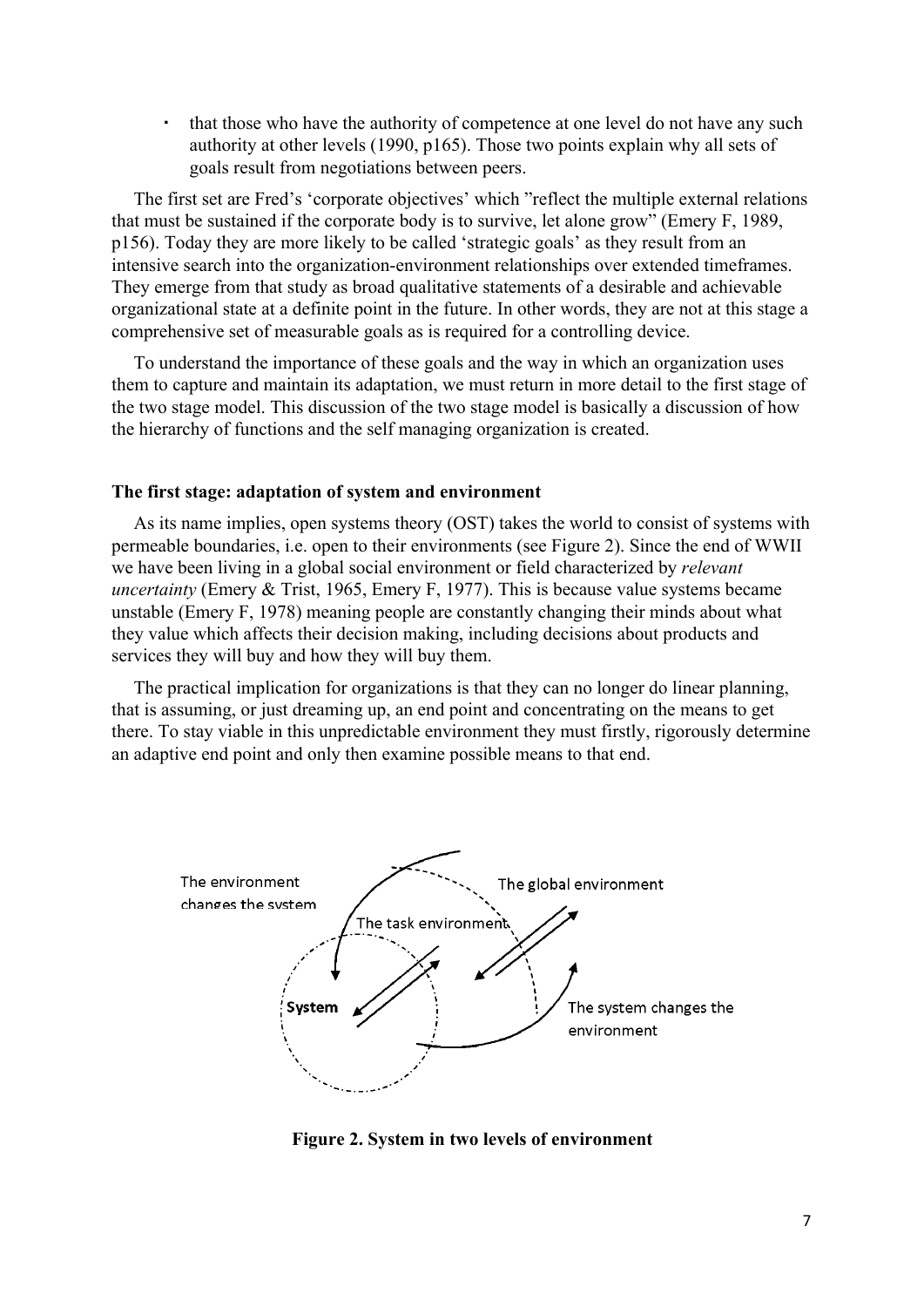- that those who have the authority of competence at one level do not have any such authority at other levels (1990, p165). Those two points explain why all sets of goals result from negotiations between peers.

The first set are Fred's 'corporate objectives' which "reflect the multiple external relations that must be sustained if the corporate body is to survive, let alone grow" (Emery F, 1989, p156). Today they are more likely to be called 'strategic goals' as they result from an intensive search into the organization-environment relationships over extended timeframes. They emerge from that study as broad qualitative statements of a desirable and achievable organizational state at a definite point in the future. In other words, they are not at this stage a comprehensive set of measurable goals as is required for a controlling device.

To understand the importance of these goals and the way in which an organization uses them to capture and maintain its adaptation, we must return in more detail to the first stage of the two stage model. This discussion of the two stage model is basically a discussion of how the hierarchy of functions and the self managing organization is created.

**The first stage: adaptation of system and environment**

As its name implies, open systems theory (OST) takes the world to consist of systems with permeable boundaries, i.e. open to their environments (see Figure 2). Since the end of WWII we have been living in a global social environment or field characterized by *relevant uncertainty* (Emery & Trist, 1965, Emery F, 1977). This is because value systems became unstable (Emery F, 1978) meaning people are constantly changing their minds about what they value which affects their decision making, including decisions about products and services they will buy and how they will buy them.

The practical implication for organizations is that they can no longer do linear planning, that is assuming, or just dreaming up, an end point and concentrating on the means to get there. To stay viable in this unpredictable environment they must firstly, rigorously determine an adaptive end point and only then examine possible means to that end.

The environment changes the system

The global environment

The task environment

System

The system changes the environment

**Figure 2. System in two levels of environment**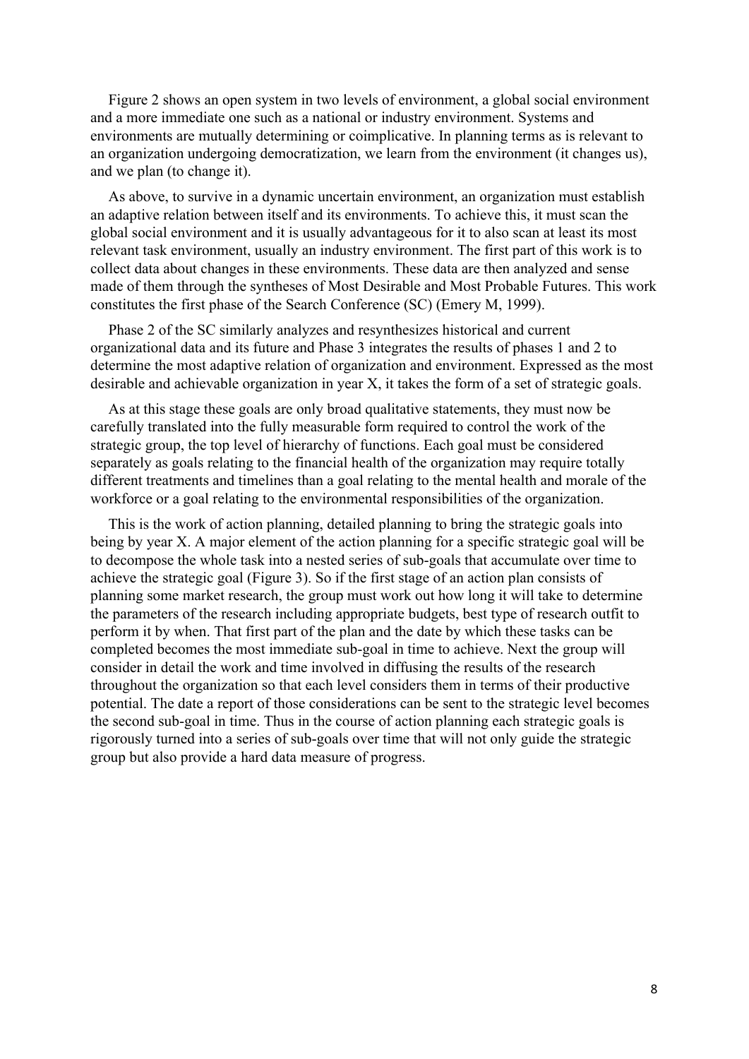Figure 2 shows an open system in two levels of environment, a global social environment and a more immediate one such as a national or industry environment. Systems and environments are mutually determining or coimplicative. In planning terms as is relevant to an organization undergoing democratization, we learn from the environment (it changes us), and we plan (to change it).

As above, to survive in a dynamic uncertain environment, an organization must establish an adaptive relation between itself and its environments. To achieve this, it must scan the global social environment and it is usually advantageous for it to also scan at least its most relevant task environment, usually an industry environment. The first part of this work is to collect data about changes in these environments. These data are then analyzed and sense made of them through the syntheses of Most Desirable and Most Probable Futures. This work constitutes the first phase of the Search Conference (SC) (Emery M, 1999).

Phase 2 of the SC similarly analyzes and resynthesizes historical and current organizational data and its future and Phase 3 integrates the results of phases 1 and 2 to determine the most adaptive relation of organization and environment. Expressed as the most desirable and achievable organization in year X, it takes the form of a set of strategic goals.

As at this stage these goals are only broad qualitative statements, they must now be carefully translated into the fully measurable form required to control the work of the strategic group, the top level of hierarchy of functions. Each goal must be considered separately as goals relating to the financial health of the organization may require totally different treatments and timelines than a goal relating to the mental health and morale of the workforce or a goal relating to the environmental responsibilities of the organization.

This is the work of action planning, detailed planning to bring the strategic goals into being by year X. A major element of the action planning for a specific strategic goal will be to decompose the whole task into a nested series of sub-goals that accumulate over time to achieve the strategic goal (Figure 3). So if the first stage of an action plan consists of planning some market research, the group must work out how long it will take to determine the parameters of the research including appropriate budgets, best type of research outfit to perform it by when. That first part of the plan and the date by which these tasks can be completed becomes the most immediate sub-goal in time to achieve. Next the group will consider in detail the work and time involved in diffusing the results of the research throughout the organization so that each level considers them in terms of their productive potential. The date a report of those considerations can be sent to the strategic level becomes the second sub-goal in time. Thus in the course of action planning each strategic goals is rigorously turned into a series of sub-goals over time that will not only guide the strategic group but also provide a hard data measure of progress.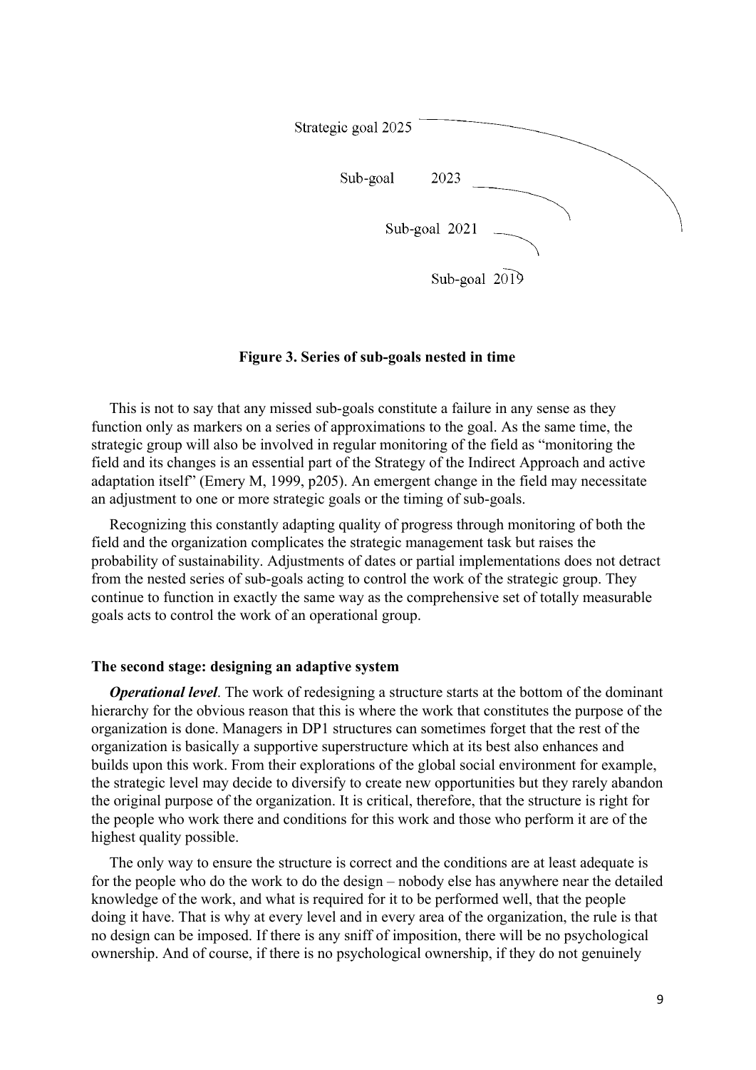Strategic goal 2025

Sub-goal 2023

Sub-goal 2021

Sub-goal 2019

**Figure 3. Series of sub-goals nested in time**

This is not to say that any missed sub-goals constitute a failure in any sense as they function only as markers on a series of approximations to the goal. As the same time, the strategic group will also be involved in regular monitoring of the field as "monitoring the field and its changes is an essential part of the Strategy of the Indirect Approach and active adaptation itself" (Emery M, 1999, p205). An emergent change in the field may necessitate an adjustment to one or more strategic goals or the timing of sub-goals.

Recognizing this constantly adapting quality of progress through monitoring of both the field and the organization complicates the strategic management task but raises the probability of sustainability. Adjustments of dates or partial implementations does not detract from the nested series of sub-goals acting to control the work of the strategic group. They continue to function in exactly the same way as the comprehensive set of totally measurable goals acts to control the work of an operational group.

### The second stage: designing an adaptive system

***Operational level***. The work of redesigning a structure starts at the bottom of the dominant hierarchy for the obvious reason that this is where the work that constitutes the purpose of the organization is done. Managers in DP1 structures can sometimes forget that the rest of the organization is basically a supportive superstructure which at its best also enhances and builds upon this work. From their explorations of the global social environment for example, the strategic level may decide to diversify to create new opportunities but they rarely abandon the original purpose of the organization. It is critical, therefore, that the structure is right for the people who work there and conditions for this work and those who perform it are of the highest quality possible.

The only way to ensure the structure is correct and the conditions are at least adequate is for the people who do the work to do the design – nobody else has anywhere near the detailed knowledge of the work, and what is required for it to be performed well, that the people doing it have. That is why at every level and in every area of the organization, the rule is that no design can be imposed. If there is any sniff of imposition, there will be no psychological ownership. And of course, if there is no psychological ownership, if they do not genuinely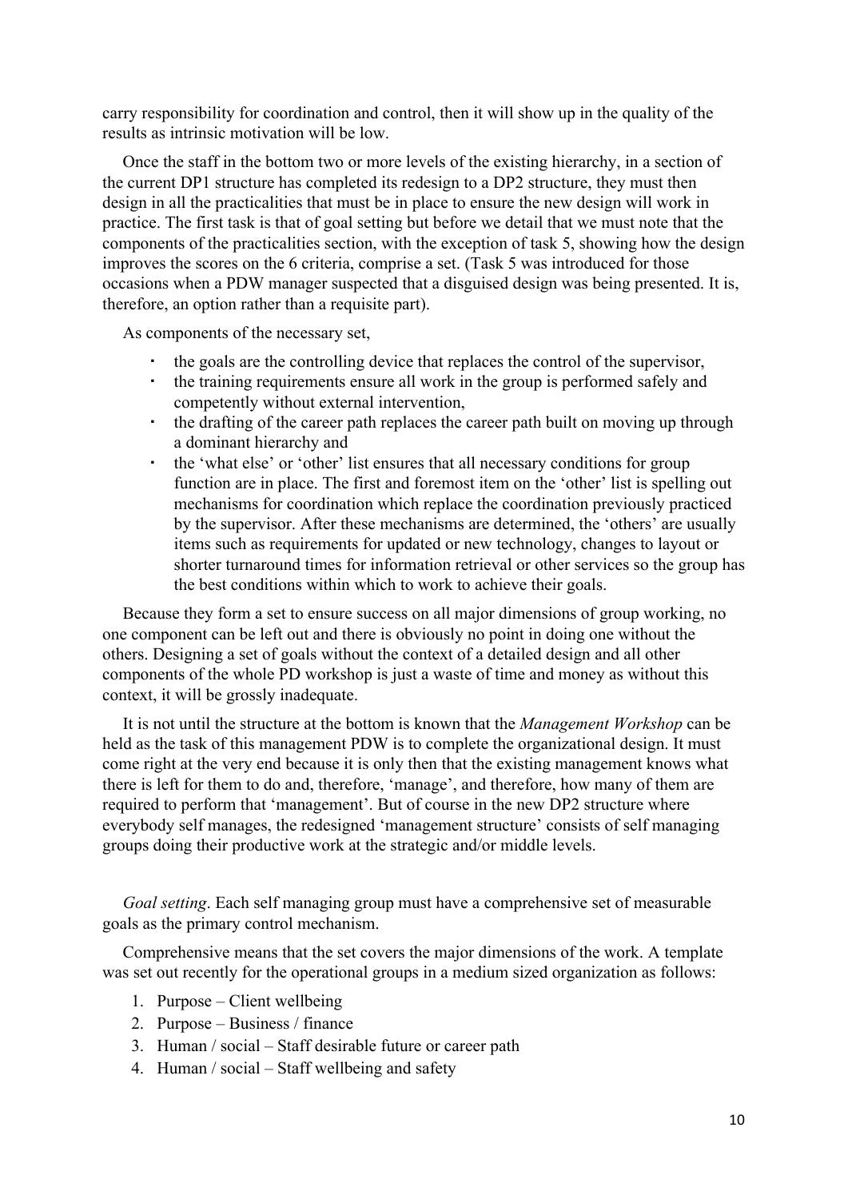carry responsibility for coordination and control, then it will show up in the quality of the results as intrinsic motivation will be low.

Once the staff in the bottom two or more levels of the existing hierarchy, in a section of the current DP1 structure has completed its redesign to a DP2 structure, they must then design in all the practicalities that must be in place to ensure the new design will work in practice. The first task is that of goal setting but before we detail that we must note that the components of the practicalities section, with the exception of task 5, showing how the design improves the scores on the 6 criteria, comprise a set. (Task 5 was introduced for those occasions when a PDW manager suspected that a disguised design was being presented. It is, therefore, an option rather than a requisite part).

As components of the necessary set,

- the goals are the controlling device that replaces the control of the supervisor,
- the training requirements ensure all work in the group is performed safely and competently without external intervention,
- the drafting of the career path replaces the career path built on moving up through a dominant hierarchy and
- the 'what else' or 'other' list ensures that all necessary conditions for group function are in place. The first and foremost item on the 'other' list is spelling out mechanisms for coordination which replace the coordination previously practiced by the supervisor. After these mechanisms are determined, the 'others' are usually items such as requirements for updated or new technology, changes to layout or shorter turnaround times for information retrieval or other services so the group has the best conditions within which to work to achieve their goals.

Because they form a set to ensure success on all major dimensions of group working, no one component can be left out and there is obviously no point in doing one without the others. Designing a set of goals without the context of a detailed design and all other components of the whole PD workshop is just a waste of time and money as without this context, it will be grossly inadequate.

It is not until the structure at the bottom is known that the *Management Workshop* can be held as the task of this management PDW is to complete the organizational design. It must come right at the very end because it is only then that the existing management knows what there is left for them to do and, therefore, 'manage', and therefore, how many of them are required to perform that 'management'. But of course in the new DP2 structure where everybody self manages, the redesigned 'management structure' consists of self managing groups doing their productive work at the strategic and/or middle levels.

*Goal setting*. Each self managing group must have a comprehensive set of measurable goals as the primary control mechanism.

Comprehensive means that the set covers the major dimensions of the work. A template was set out recently for the operational groups in a medium sized organization as follows:

1. Purpose – Client wellbeing
2. Purpose – Business / finance
3. Human / social – Staff desirable future or career path
4. Human / social – Staff wellbeing and safety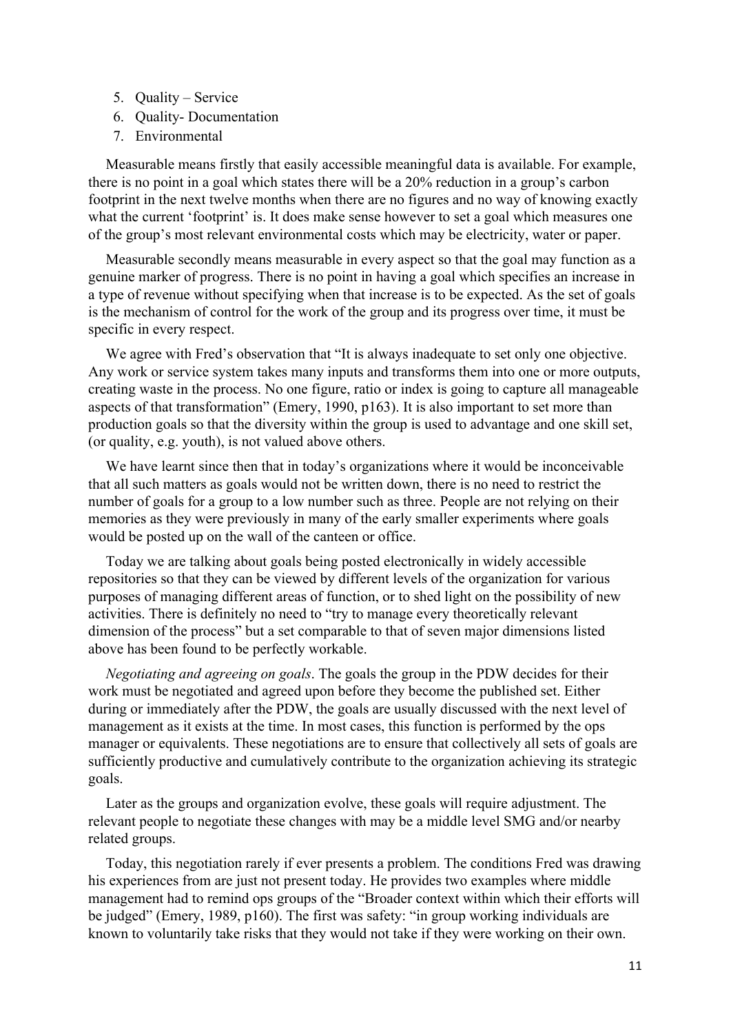5. Quality – Service
6. Quality- Documentation
7. Environmental

Measurable means firstly that easily accessible meaningful data is available. For example, there is no point in a goal which states there will be a 20% reduction in a group's carbon footprint in the next twelve months when there are no figures and no way of knowing exactly what the current 'footprint' is. It does make sense however to set a goal which measures one of the group's most relevant environmental costs which may be electricity, water or paper.

Measurable secondly means measurable in every aspect so that the goal may function as a genuine marker of progress. There is no point in having a goal which specifies an increase in a type of revenue without specifying when that increase is to be expected. As the set of goals is the mechanism of control for the work of the group and its progress over time, it must be specific in every respect.

We agree with Fred's observation that "It is always inadequate to set only one objective. Any work or service system takes many inputs and transforms them into one or more outputs, creating waste in the process. No one figure, ratio or index is going to capture all manageable aspects of that transformation" (Emery, 1990, p163). It is also important to set more than production goals so that the diversity within the group is used to advantage and one skill set, (or quality, e.g. youth), is not valued above others.

We have learnt since then that in today's organizations where it would be inconceivable that all such matters as goals would not be written down, there is no need to restrict the number of goals for a group to a low number such as three. People are not relying on their memories as they were previously in many of the early smaller experiments where goals would be posted up on the wall of the canteen or office.

Today we are talking about goals being posted electronically in widely accessible repositories so that they can be viewed by different levels of the organization for various purposes of managing different areas of function, or to shed light on the possibility of new activities. There is definitely no need to "try to manage every theoretically relevant dimension of the process" but a set comparable to that of seven major dimensions listed above has been found to be perfectly workable.

*Negotiating and agreeing on goals*. The goals the group in the PDW decides for their work must be negotiated and agreed upon before they become the published set. Either during or immediately after the PDW, the goals are usually discussed with the next level of management as it exists at the time. In most cases, this function is performed by the ops manager or equivalents. These negotiations are to ensure that collectively all sets of goals are sufficiently productive and cumulatively contribute to the organization achieving its strategic goals.

Later as the groups and organization evolve, these goals will require adjustment. The relevant people to negotiate these changes with may be a middle level SMG and/or nearby related groups.

Today, this negotiation rarely if ever presents a problem. The conditions Fred was drawing his experiences from are just not present today. He provides two examples where middle management had to remind ops groups of the "Broader context within which their efforts will be judged" (Emery, 1989, p160). The first was safety: "in group working individuals are known to voluntarily take risks that they would not take if they were working on their own.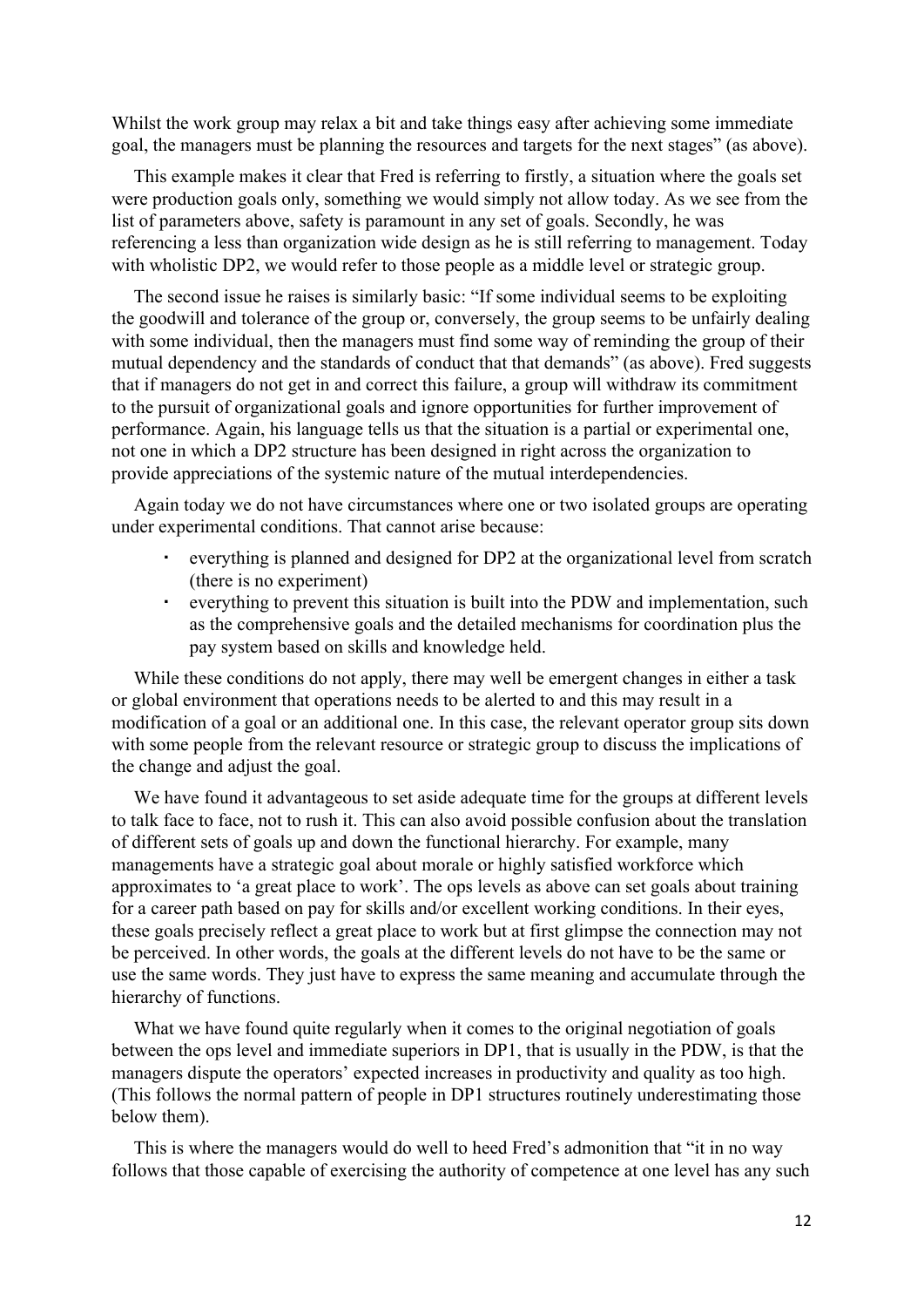Whilst the work group may relax a bit and take things easy after achieving some immediate goal, the managers must be planning the resources and targets for the next stages" (as above).

This example makes it clear that Fred is referring to firstly, a situation where the goals set were production goals only, something we would simply not allow today. As we see from the list of parameters above, safety is paramount in any set of goals. Secondly, he was referencing a less than organization wide design as he is still referring to management. Today with wholistic DP2, we would refer to those people as a middle level or strategic group.

The second issue he raises is similarly basic: "If some individual seems to be exploiting the goodwill and tolerance of the group or, conversely, the group seems to be unfairly dealing with some individual, then the managers must find some way of reminding the group of their mutual dependency and the standards of conduct that that demands" (as above). Fred suggests that if managers do not get in and correct this failure, a group will withdraw its commitment to the pursuit of organizational goals and ignore opportunities for further improvement of performance. Again, his language tells us that the situation is a partial or experimental one, not one in which a DP2 structure has been designed in right across the organization to provide appreciations of the systemic nature of the mutual interdependencies.

Again today we do not have circumstances where one or two isolated groups are operating under experimental conditions. That cannot arise because:

- everything is planned and designed for DP2 at the organizational level from scratch (there is no experiment)
- everything to prevent this situation is built into the PDW and implementation, such as the comprehensive goals and the detailed mechanisms for coordination plus the pay system based on skills and knowledge held.

While these conditions do not apply, there may well be emergent changes in either a task or global environment that operations needs to be alerted to and this may result in a modification of a goal or an additional one. In this case, the relevant operator group sits down with some people from the relevant resource or strategic group to discuss the implications of the change and adjust the goal.

We have found it advantageous to set aside adequate time for the groups at different levels to talk face to face, not to rush it. This can also avoid possible confusion about the translation of different sets of goals up and down the functional hierarchy. For example, many managements have a strategic goal about morale or highly satisfied workforce which approximates to 'a great place to work'. The ops levels as above can set goals about training for a career path based on pay for skills and/or excellent working conditions. In their eyes, these goals precisely reflect a great place to work but at first glimpse the connection may not be perceived. In other words, the goals at the different levels do not have to be the same or use the same words. They just have to express the same meaning and accumulate through the hierarchy of functions.

What we have found quite regularly when it comes to the original negotiation of goals between the ops level and immediate superiors in DP1, that is usually in the PDW, is that the managers dispute the operators' expected increases in productivity and quality as too high. (This follows the normal pattern of people in DP1 structures routinely underestimating those below them).

This is where the managers would do well to heed Fred's admonition that "it in no way follows that those capable of exercising the authority of competence at one level has any such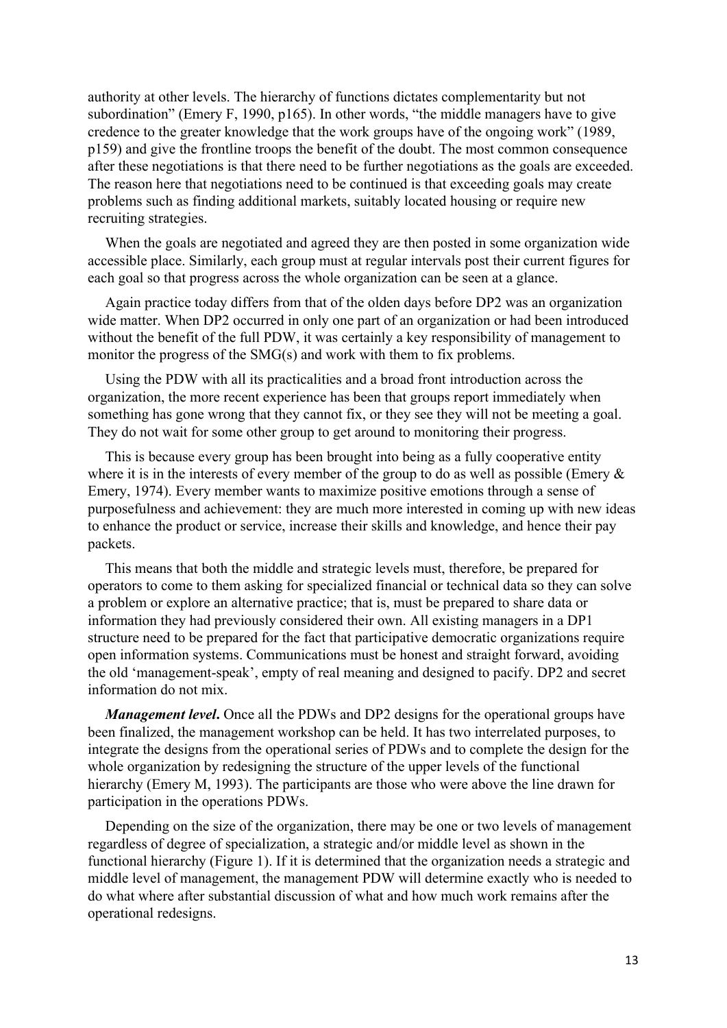authority at other levels. The hierarchy of functions dictates complementarity but not subordination" (Emery F, 1990, p165). In other words, "the middle managers have to give credence to the greater knowledge that the work groups have of the ongoing work" (1989, p159) and give the frontline troops the benefit of the doubt. The most common consequence after these negotiations is that there need to be further negotiations as the goals are exceeded. The reason here that negotiations need to be continued is that exceeding goals may create problems such as finding additional markets, suitably located housing or require new recruiting strategies.

When the goals are negotiated and agreed they are then posted in some organization wide accessible place. Similarly, each group must at regular intervals post their current figures for each goal so that progress across the whole organization can be seen at a glance.

Again practice today differs from that of the olden days before DP2 was an organization wide matter. When DP2 occurred in only one part of an organization or had been introduced without the benefit of the full PDW, it was certainly a key responsibility of management to monitor the progress of the SMG(s) and work with them to fix problems.

Using the PDW with all its practicalities and a broad front introduction across the organization, the more recent experience has been that groups report immediately when something has gone wrong that they cannot fix, or they see they will not be meeting a goal. They do not wait for some other group to get around to monitoring their progress.

This is because every group has been brought into being as a fully cooperative entity where it is in the interests of every member of the group to do as well as possible (Emery & Emery, 1974). Every member wants to maximize positive emotions through a sense of purposefulness and achievement: they are much more interested in coming up with new ideas to enhance the product or service, increase their skills and knowledge, and hence their pay packets.

This means that both the middle and strategic levels must, therefore, be prepared for operators to come to them asking for specialized financial or technical data so they can solve a problem or explore an alternative practice; that is, must be prepared to share data or information they had previously considered their own. All existing managers in a DP1 structure need to be prepared for the fact that participative democratic organizations require open information systems. Communications must be honest and straight forward, avoiding the old 'management-speak', empty of real meaning and designed to pacify. DP2 and secret information do not mix.

***Management level*.** Once all the PDWs and DP2 designs for the operational groups have been finalized, the management workshop can be held. It has two interrelated purposes, to integrate the designs from the operational series of PDWs and to complete the design for the whole organization by redesigning the structure of the upper levels of the functional hierarchy (Emery M, 1993). The participants are those who were above the line drawn for participation in the operations PDWs.

Depending on the size of the organization, there may be one or two levels of management regardless of degree of specialization, a strategic and/or middle level as shown in the functional hierarchy (Figure 1). If it is determined that the organization needs a strategic and middle level of management, the management PDW will determine exactly who is needed to do what where after substantial discussion of what and how much work remains after the operational redesigns.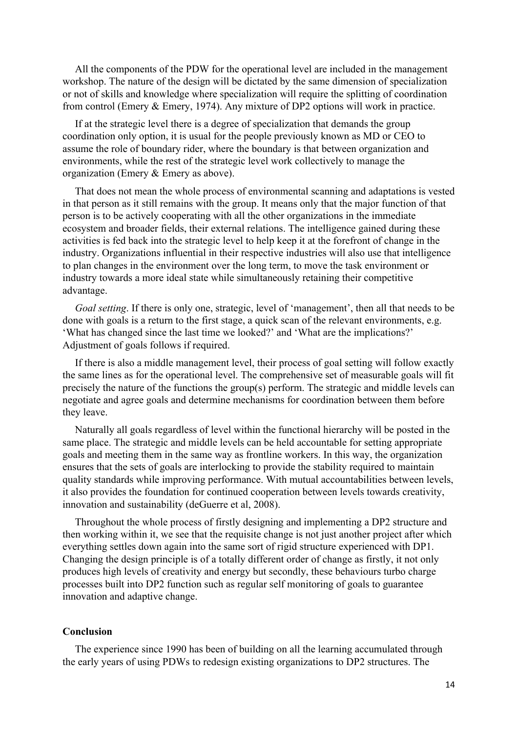All the components of the PDW for the operational level are included in the management workshop. The nature of the design will be dictated by the same dimension of specialization or not of skills and knowledge where specialization will require the splitting of coordination from control (Emery & Emery, 1974). Any mixture of DP2 options will work in practice.

If at the strategic level there is a degree of specialization that demands the group coordination only option, it is usual for the people previously known as MD or CEO to assume the role of boundary rider, where the boundary is that between organization and environments, while the rest of the strategic level work collectively to manage the organization (Emery & Emery as above).

That does not mean the whole process of environmental scanning and adaptations is vested in that person as it still remains with the group. It means only that the major function of that person is to be actively cooperating with all the other organizations in the immediate ecosystem and broader fields, their external relations. The intelligence gained during these activities is fed back into the strategic level to help keep it at the forefront of change in the industry. Organizations influential in their respective industries will also use that intelligence to plan changes in the environment over the long term, to move the task environment or industry towards a more ideal state while simultaneously retaining their competitive advantage.

*Goal setting*. If there is only one, strategic, level of 'management', then all that needs to be done with goals is a return to the first stage, a quick scan of the relevant environments, e.g. 'What has changed since the last time we looked?' and 'What are the implications?' Adjustment of goals follows if required.

If there is also a middle management level, their process of goal setting will follow exactly the same lines as for the operational level. The comprehensive set of measurable goals will fit precisely the nature of the functions the group(s) perform. The strategic and middle levels can negotiate and agree goals and determine mechanisms for coordination between them before they leave.

Naturally all goals regardless of level within the functional hierarchy will be posted in the same place. The strategic and middle levels can be held accountable for setting appropriate goals and meeting them in the same way as frontline workers. In this way, the organization ensures that the sets of goals are interlocking to provide the stability required to maintain quality standards while improving performance. With mutual accountabilities between levels, it also provides the foundation for continued cooperation between levels towards creativity, innovation and sustainability (deGuerre et al, 2008).

Throughout the whole process of firstly designing and implementing a DP2 structure and then working within it, we see that the requisite change is not just another project after which everything settles down again into the same sort of rigid structure experienced with DP1. Changing the design principle is of a totally different order of change as firstly, it not only produces high levels of creativity and energy but secondly, these behaviours turbo charge processes built into DP2 function such as regular self monitoring of goals to guarantee innovation and adaptive change.

## Conclusion

The experience since 1990 has been of building on all the learning accumulated through the early years of using PDWs to redesign existing organizations to DP2 structures. The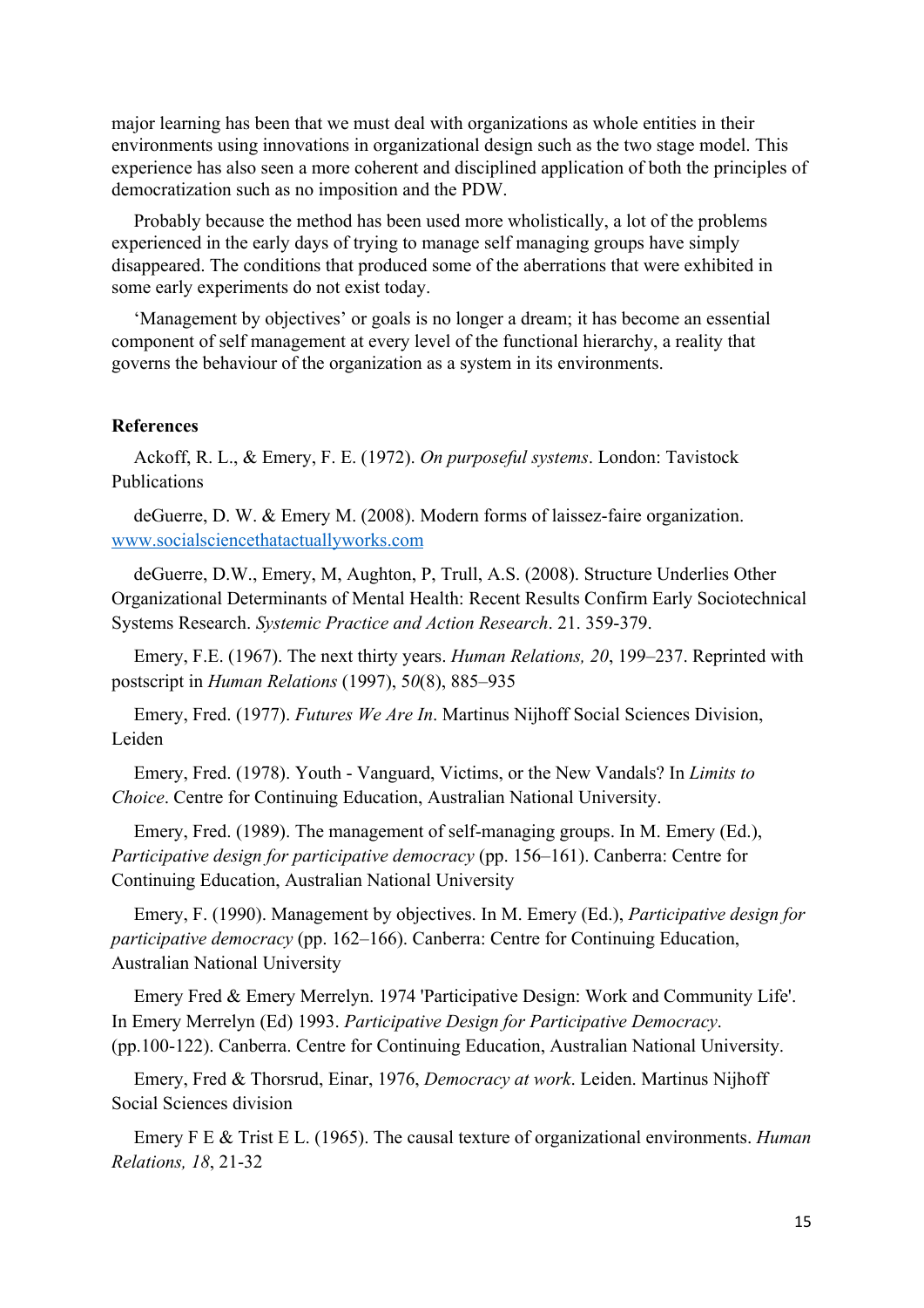major learning has been that we must deal with organizations as whole entities in their environments using innovations in organizational design such as the two stage model. This experience has also seen a more coherent and disciplined application of both the principles of democratization such as no imposition and the PDW.

Probably because the method has been used more wholistically, a lot of the problems experienced in the early days of trying to manage self managing groups have simply disappeared. The conditions that produced some of the aberrations that were exhibited in some early experiments do not exist today.

'Management by objectives' or goals is no longer a dream; it has become an essential component of self management at every level of the functional hierarchy, a reality that governs the behaviour of the organization as a system in its environments.

**References**

Ackoff, R. L., & Emery, F. E. (1972). *On purposeful systems*. London: Tavistock Publications

deGuerre, D. W. & Emery M. (2008). Modern forms of laissez-faire organization. www.socialsciencethatactuallyworks.com

deGuerre, D.W., Emery, M, Aughton, P, Trull, A.S. (2008). Structure Underlies Other Organizational Determinants of Mental Health: Recent Results Confirm Early Sociotechnical Systems Research. *Systemic Practice and Action Research*. 21. 359-379.

Emery, F.E. (1967). The next thirty years. *Human Relations, 20*, 199–237. Reprinted with postscript in *Human Relations* (1997), 5*0*(8), 885–935

Emery, Fred. (1977). *Futures We Are In*. Martinus Nijhoff Social Sciences Division, Leiden

Emery, Fred. (1978). Youth - Vanguard, Victims, or the New Vandals? In *Limits to Choice*. Centre for Continuing Education, Australian National University.

Emery, Fred. (1989). The management of self-managing groups. In M. Emery (Ed.), *Participative design for participative democracy* (pp. 156–161). Canberra: Centre for Continuing Education, Australian National University

Emery, F. (1990). Management by objectives. In M. Emery (Ed.), *Participative design for participative democracy* (pp. 162–166). Canberra: Centre for Continuing Education, Australian National University

Emery Fred & Emery Merrelyn. 1974 'Participative Design: Work and Community Life'. In Emery Merrelyn (Ed) 1993. *Participative Design for Participative Democracy*. (pp.100-122). Canberra. Centre for Continuing Education, Australian National University.

Emery, Fred & Thorsrud, Einar, 1976, *Democracy at work*. Leiden. Martinus Nijhoff Social Sciences division

Emery F E & Trist E L. (1965). The causal texture of organizational environments. *Human Relations, 18*, 21-32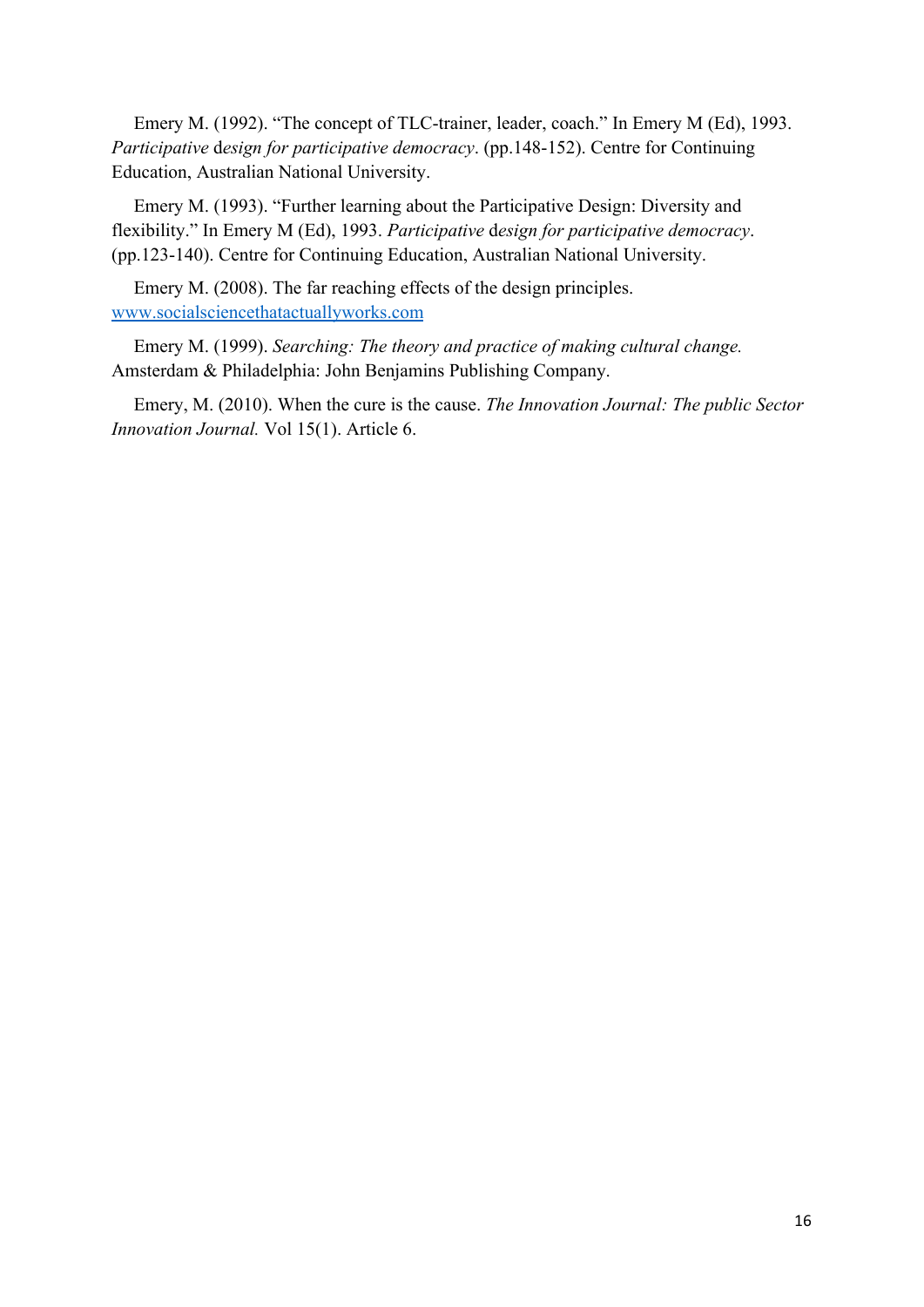Emery M. (1992). "The concept of TLC-trainer, leader, coach." In Emery M (Ed), 1993. *Participative* d*esign for participative democracy*. (pp.148-152). Centre for Continuing Education, Australian National University.

Emery M. (1993). "Further learning about the Participative Design: Diversity and flexibility." In Emery M (Ed), 1993. *Participative* d*esign for participative democracy*. (pp.123-140). Centre for Continuing Education, Australian National University.

Emery M. (2008). The far reaching effects of the design principles. www.socialsciencethatactuallyworks.com

Emery M. (1999). *Searching: The theory and practice of making cultural change.* Amsterdam & Philadelphia: John Benjamins Publishing Company.

Emery, M. (2010). When the cure is the cause. *The Innovation Journal: The public Sector Innovation Journal.* Vol 15(1). Article 6.